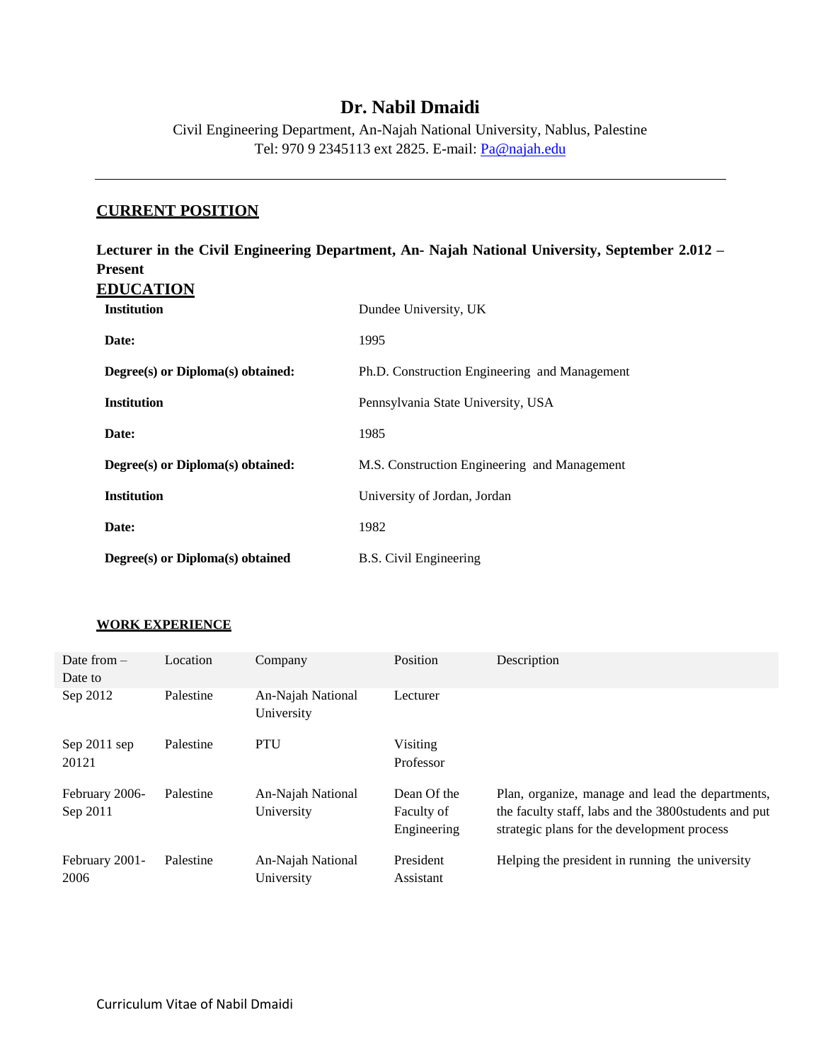# Dr. Nabil Dmaidi

Civil Engineering Department, An-Najah National University, Nablus, Palestine
Tel: 970 9 2345113 ext 2825. E-mail: [Pa@najah.edu](mailto:Pa@najah.edu)

---

## CURRENT POSITION

**Lecturer in the Civil Engineering Department, An- Najah National University, September 2.012 – Present**

## EDUCATION

| | |
|---|---|
| **Institution** | Dundee University, UK |
| **Date:** | 1995 |
| **Degree(s) or Diploma(s) obtained:** | Ph.D. Construction Engineering and Management |
| **Institution** | Pennsylvania State University, USA |
| **Date:** | 1985 |
| **Degree(s) or Diploma(s) obtained:** | M.S. Construction Engineering and Management |
| **Institution** | University of Jordan, Jordan |
| **Date:** | 1982 |
| **Degree(s) or Diploma(s) obtained** | B.S. Civil Engineering |

## WORK EXPERIENCE

| Date from – Date to | Location | Company | Position | Description |
|---|---|---|---|---|
| Sep 2012 | Palestine | An-Najah National University | Lecturer | |
| Sep 2011 sep 20121 | Palestine | PTU | Visiting Professor | |
| February 2006- Sep 2011 | Palestine | An-Najah National University | Dean Of the Faculty of Engineering | Plan, organize, manage and lead the departments, the faculty staff, labs and the 3800students and put strategic plans for the development process |
| February 2001- 2006 | Palestine | An-Najah National University | President Assistant | Helping the president in running the university |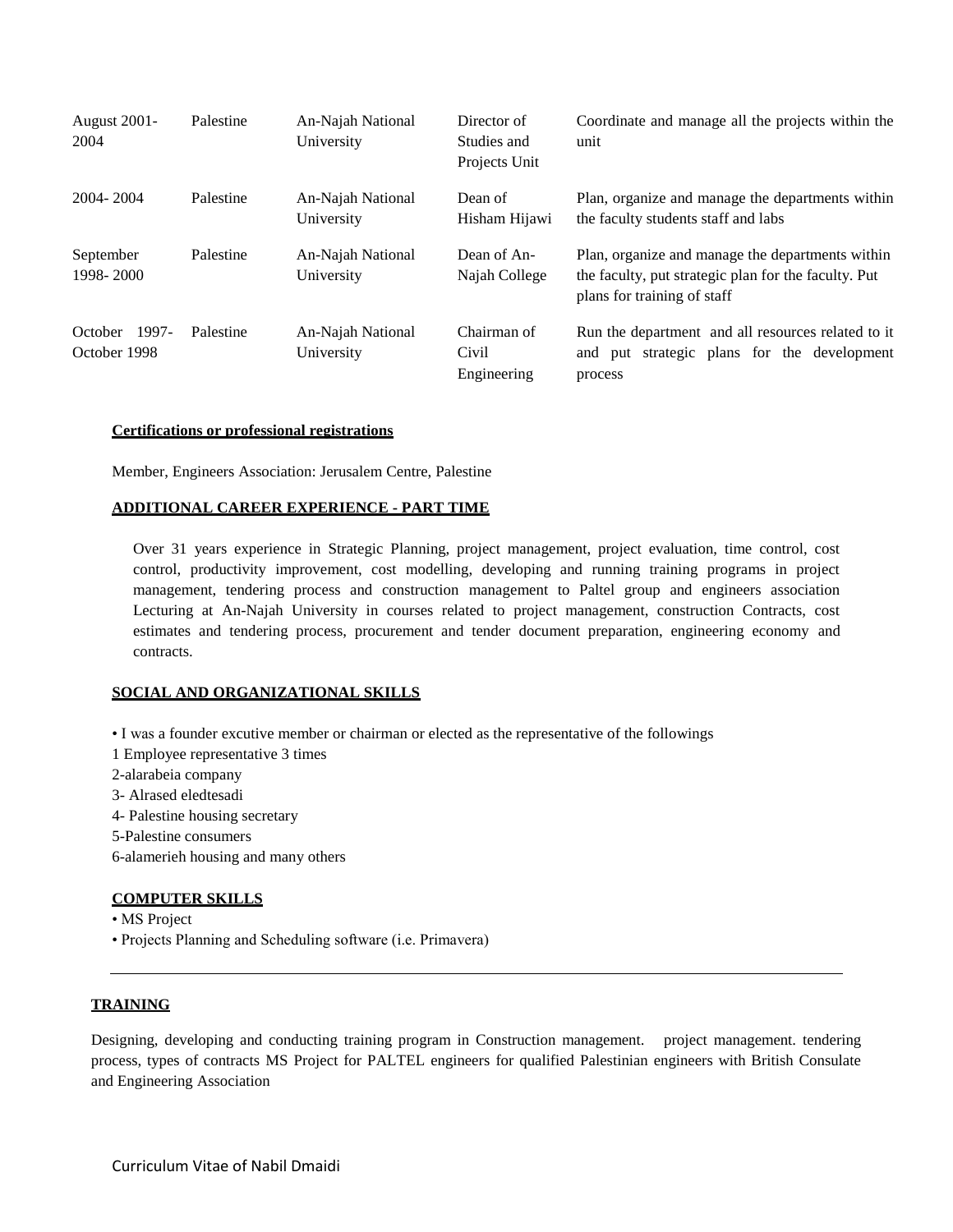| August 2001-2004 | Palestine | An-Najah National University | Director of Studies and Projects Unit | Coordinate and manage all the projects within the unit |
|---|---|---|---|---|
| 2004- 2004 | Palestine | An-Najah National University | Dean of Hisham Hijawi | Plan, organize and manage the departments within the faculty students staff and labs |
| September 1998- 2000 | Palestine | An-Najah National University | Dean of An-Najah College | Plan, organize and manage the departments within the faculty, put strategic plan for the faculty. Put plans for training of staff |
| October 1997-October 1998 | Palestine | An-Najah National University | Chairman of Civil Engineering | Run the department and all resources related to it and put strategic plans for the development process |

**Certifications or professional registrations**

Member, Engineers Association: Jerusalem Centre, Palestine

**ADDITIONAL CAREER EXPERIENCE - PART TIME**

Over 31 years experience in Strategic Planning, project management, project evaluation, time control, cost control, productivity improvement, cost modelling, developing and running training programs in project management, tendering process and construction management to Paltel group and engineers association Lecturing at An-Najah University in courses related to project management, construction Contracts, cost estimates and tendering process, procurement and tender document preparation, engineering economy and contracts.

**SOCIAL AND ORGANIZATIONAL SKILLS**

• I was a founder excutive member or chairman or elected as the representative of the followings
1 Employee representative 3 times
2-alarabeia company
3- Alrased eledtesadi
4- Palestine housing secretary
5-Palestine consumers
6-alamerieh housing and many others

**COMPUTER SKILLS**

• MS Project
• Projects Planning and Scheduling software (i.e. Primavera)

---

**TRAINING**

Designing, developing and conducting training program in Construction management. project management. tendering process, types of contracts MS Project for PALTEL engineers for qualified Palestinian engineers with British Consulate and Engineering Association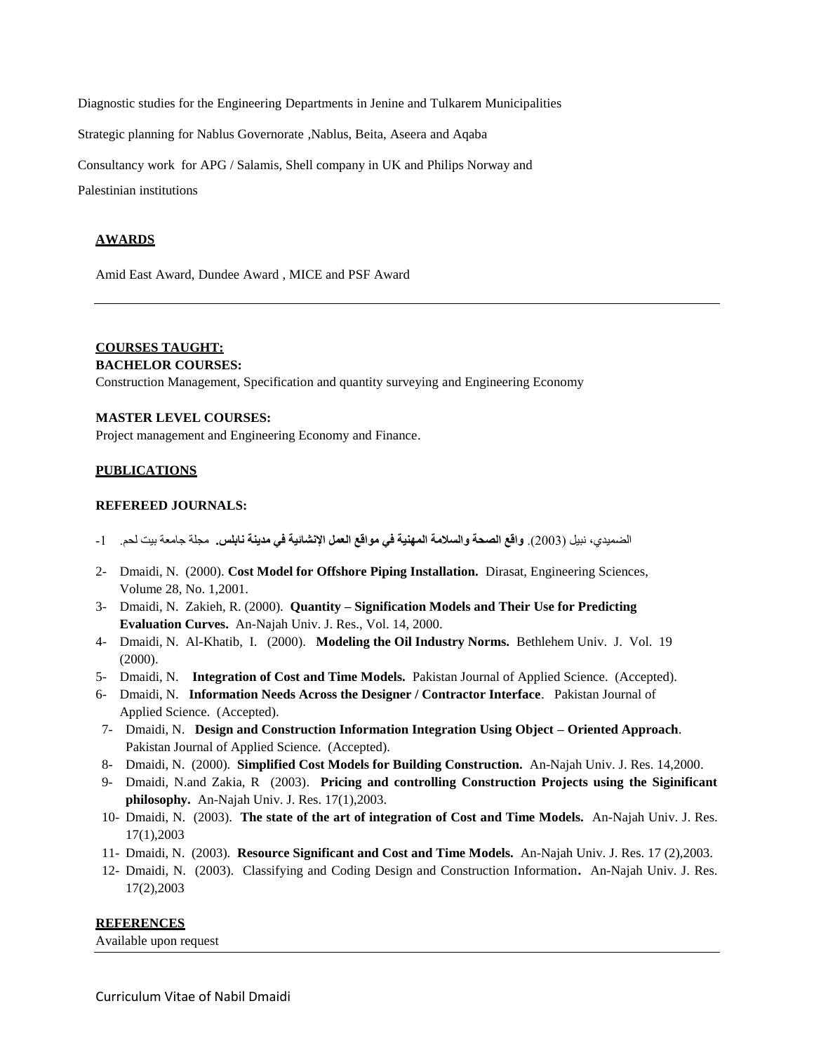Diagnostic studies for the Engineering Departments in Jenine and Tulkarem Municipalities

Strategic planning for Nablus Governorate ,Nablus, Beita, Aseera and Aqaba

Consultancy work for APG / Salamis, Shell company in UK and Philips Norway and Palestinian institutions

**AWARDS**

Amid East Award, Dundee Award , MICE and PSF Award

---

**COURSES TAUGHT:**

**BACHELOR COURSES:**

Construction Management, Specification and quantity surveying and Engineering Economy

**MASTER LEVEL COURSES:**

Project management and Engineering Economy and Finance.

**PUBLICATIONS**

**REFEREED JOURNALS:**

1- الضميدي، نبيل (2003). **واقع الصحة والسلامة المهنية في مواقع العمل الإنشائية في مدينة نابلس.** مجلة جامعة بيت لحم.

2- Dmaidi, N. (2000). **Cost Model for Offshore Piping Installation.** Dirasat, Engineering Sciences, Volume 28, No. 1,2001.

3- Dmaidi, N. Zakieh, R. (2000). **Quantity – Signification Models and Their Use for Predicting Evaluation Curves.** An-Najah Univ. J. Res., Vol. 14, 2000.

4- Dmaidi, N. Al-Khatib, I. (2000). **Modeling the Oil Industry Norms.** Bethlehem Univ. J. Vol. 19 (2000).

5- Dmaidi, N. **Integration of Cost and Time Models.** Pakistan Journal of Applied Science. (Accepted).

6- Dmaidi, N. **Information Needs Across the Designer / Contractor Interface**. Pakistan Journal of Applied Science. (Accepted).

7- Dmaidi, N. **Design and Construction Information Integration Using Object – Oriented Approach**. Pakistan Journal of Applied Science. (Accepted).

8- Dmaidi, N. (2000). **Simplified Cost Models for Building Construction.** An-Najah Univ. J. Res. 14,2000.

9- Dmaidi, N.and Zakia, R (2003). **Pricing and controlling Construction Projects using the Siginificant philosophy.** An-Najah Univ. J. Res. 17(1),2003.

10- Dmaidi, N. (2003). **The state of the art of integration of Cost and Time Models.** An-Najah Univ. J. Res. 17(1),2003

11- Dmaidi, N. (2003). **Resource Significant and Cost and Time Models.** An-Najah Univ. J. Res. 17 (2),2003.

12- Dmaidi, N. (2003). Classifying and Coding Design and Construction Information**.** An-Najah Univ. J. Res. 17(2),2003

**REFERENCES**

Available upon request